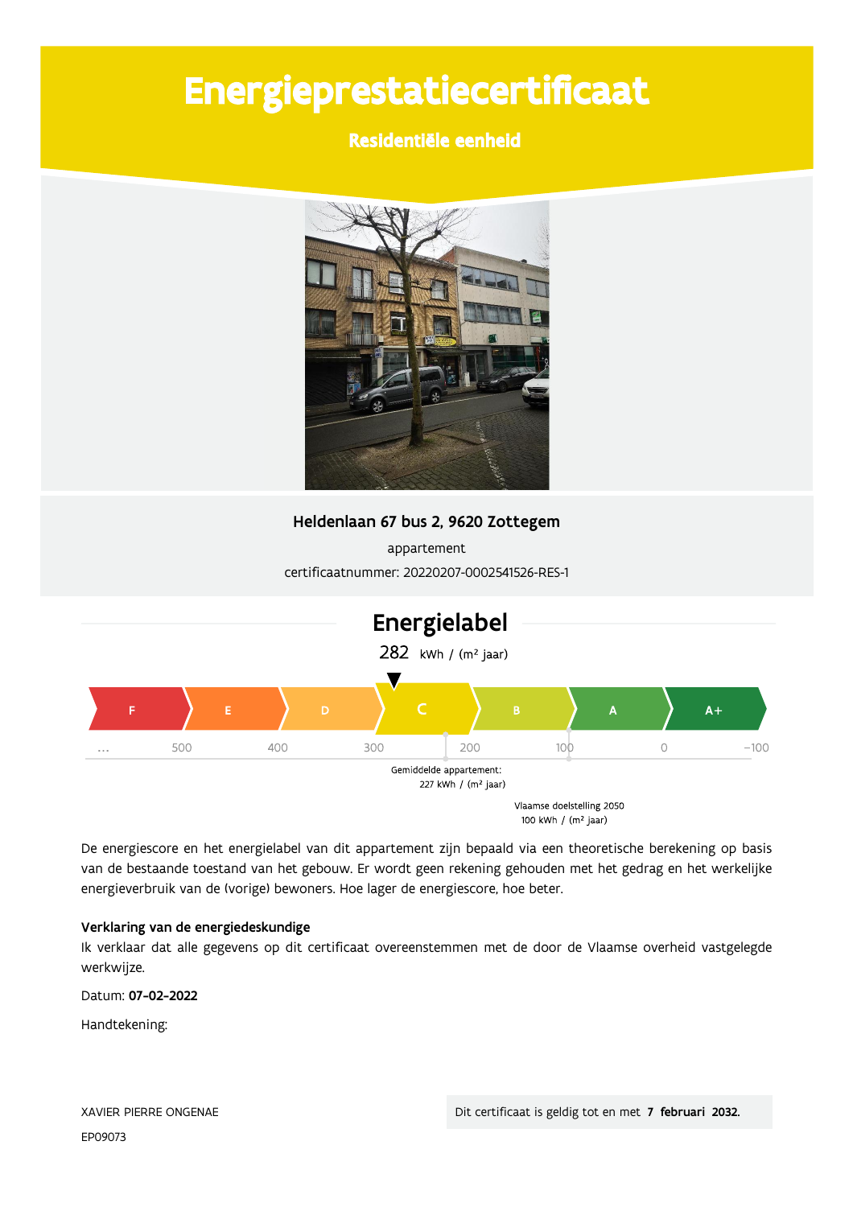# Energieprestatiecertificaat

**Residentiële eenheid**

**Heldenlaan 67 bus 2, 9620 Zottegem**

appartement

certificaatnummer: 20220207-0002541526-RES-1

## Energielabel

282 kWh / (m² jaar)

F | E | D | C | B | A | A+

... 500 400 300 200 100 0 -100

Gemiddelde appartement: 227 kWh / (m² jaar)

Vlaamse doelstelling 2050 100 kWh / (m² jaar)

De energiescore en het energielabel van dit appartement zijn bepaald via een theoretische berekening op basis van de bestaande toestand van het gebouw. Er wordt geen rekening gehouden met het gedrag en het werkelijke energieverbruik van de (vorige) bewoners. Hoe lager de energiescore, hoe beter.

**Verklaring van de energiedeskundige**

Ik verklaar dat alle gegevens op dit certificaat overeenstemmen met de door de Vlaamse overheid vastgelegde werkwijze.

Datum: **07-02-2022**

Handtekening:

XAVIER PIERRE ONGENAE

EP09073

Dit certificaat is geldig tot en met **7 februari 2032.**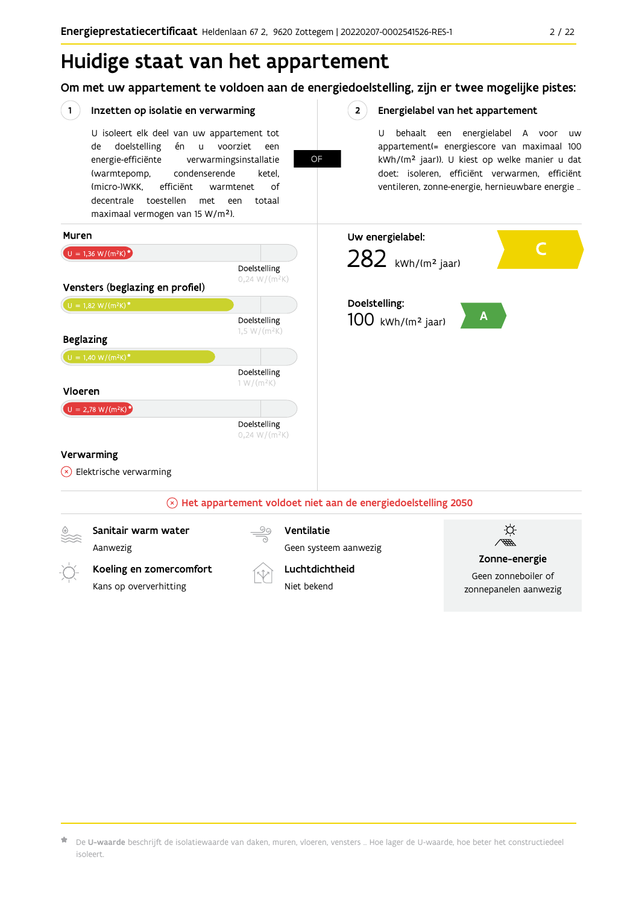# Huidige staat van het appartement

## Om met uw appartement te voldoen aan de energiedoelstelling, zijn er twee mogelijke pistes:

### 1 Inzetten op isolatie en verwarming

U isoleert elk deel van uw appartement tot de doelstelling én u voorziet een energie-efficiënte verwarmingsinstallatie (warmtepomp, condenserende ketel, (micro-)WKK, efficiënt warmtenet of decentrale toestellen met een totaal maximaal vermogen van 15 W/m²).

**OF**

### 2 Energielabel van het appartement

U behaalt een energielabel A voor uw appartement(= energiescore van maximaal 100 kWh/(m² jaar)). U kiest op welke manier u dat doet: isoleren, efficiënt verwarmen, efficiënt ventileren, zonne-energie, hernieuwbare energie …

**Muren**

U = 1,36 W/(m²K)*
Doelstelling 0,24 W/(m²K)

**Vensters (beglazing en profiel)**

U = 1,82 W/(m²K)*
Doelstelling 1,5 W/(m²K)

**Beglazing**

U = 1,40 W/(m²K)*
Doelstelling 1 W/(m²K)

**Vloeren**

U = 2,78 W/(m²K)*
Doelstelling 0,24 W/(m²K)

**Verwarming**

⊗ Elektrische verwarming

**Uw energielabel:**

282 kWh/(m² jaar) — C

**Doelstelling:**

100 kWh/(m² jaar) — A

⊗ Het appartement voldoet niet aan de energiedoelstelling 2050

**Sanitair warm water**
Aanwezig

**Ventilatie**
Geen systeem aanwezig

**Koeling en zomercomfort**
Kans op oververhitting

**Luchtdichtheid**
Niet bekend

**Zonne-energie**
Geen zonneboiler of zonnepanelen aanwezig

* De **U-waarde** beschrijft de isolatiewaarde van daken, muren, vloeren, vensters … Hoe lager de U-waarde, hoe beter het constructiedeel isoleert.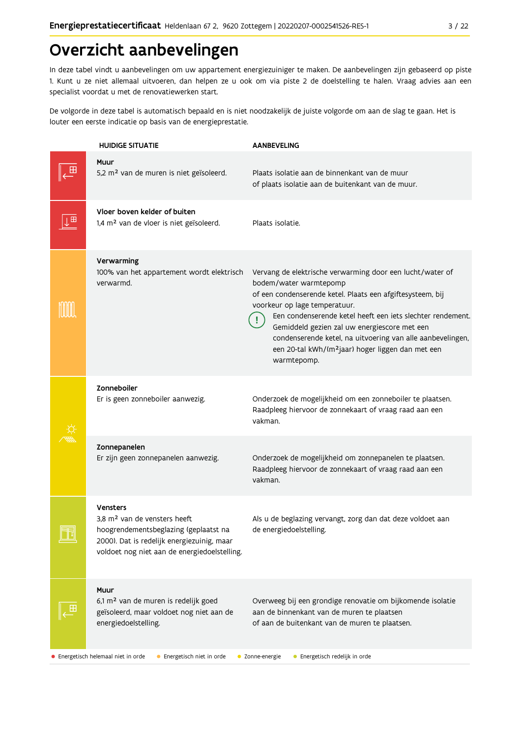# Overzicht aanbevelingen

In deze tabel vindt u aanbevelingen om uw appartement energiezuiniger te maken. De aanbevelingen zijn gebaseerd op piste 1. Kunt u ze niet allemaal uitvoeren, dan helpen ze u ook om via piste 2 de doelstelling te halen. Vraag advies aan een specialist voordat u met de renovatiewerken start.

De volgorde in deze tabel is automatisch bepaald en is niet noodzakelijk de juiste volgorde om aan de slag te gaan. Het is louter een eerste indicatie op basis van de energieprestatie.

| HUIDIGE SITUATIE | AANBEVELING |
|---|---|
| **Muur**<br>5,2 m² van de muren is niet geïsoleerd. | Plaats isolatie aan de binnenkant van de muur of plaats isolatie aan de buitenkant van de muur. |
| **Vloer boven kelder of buiten**<br>1,4 m² van de vloer is niet geïsoleerd. | Plaats isolatie. |
| **Verwarming**<br>100% van het appartement wordt elektrisch verwarmd. | Vervang de elektrische verwarming door een lucht/water of bodem/water warmtepomp of een condenserende ketel. Plaats een afgiftesysteem, bij voorkeur op lage temperatuur.<br>! Een condenserende ketel heeft een iets slechter rendement. Gemiddeld gezien zal uw energiescore met een condenserende ketel, na uitvoering van alle aanbevelingen, een 20-tal kWh/(m²jaar) hoger liggen dan met een warmtepomp. |
| **Zonneboiler**<br>Er is geen zonneboiler aanwezig. | Onderzoek de mogelijkheid om een zonneboiler te plaatsen. Raadpleeg hiervoor de zonnekaart of vraag raad aan een vakman. |
| **Zonnepanelen**<br>Er zijn geen zonnepanelen aanwezig. | Onderzoek de mogelijkheid om zonnepanelen te plaatsen. Raadpleeg hiervoor de zonnekaart of vraag raad aan een vakman. |
| **Vensters**<br>3,8 m² van de vensters heeft hoogrendementsbeglazing (geplaatst na 2000). Dat is redelijk energiezuinig, maar voldoet nog niet aan de energiedoelstelling. | Als u de beglazing vervangt, zorg dan dat deze voldoet aan de energiedoelstelling. |
| **Muur**<br>6,1 m² van de muren is redelijk goed geïsoleerd, maar voldoet nog niet aan de energiedoelstelling. | Overweeg bij een grondige renovatie om bijkomende isolatie aan de binnenkant van de muren te plaatsen of aan de buitenkant van de muren te plaatsen. |

● Energetisch helemaal niet in orde ● Energetisch niet in orde ● Zonne-energie ● Energetisch redelijk in orde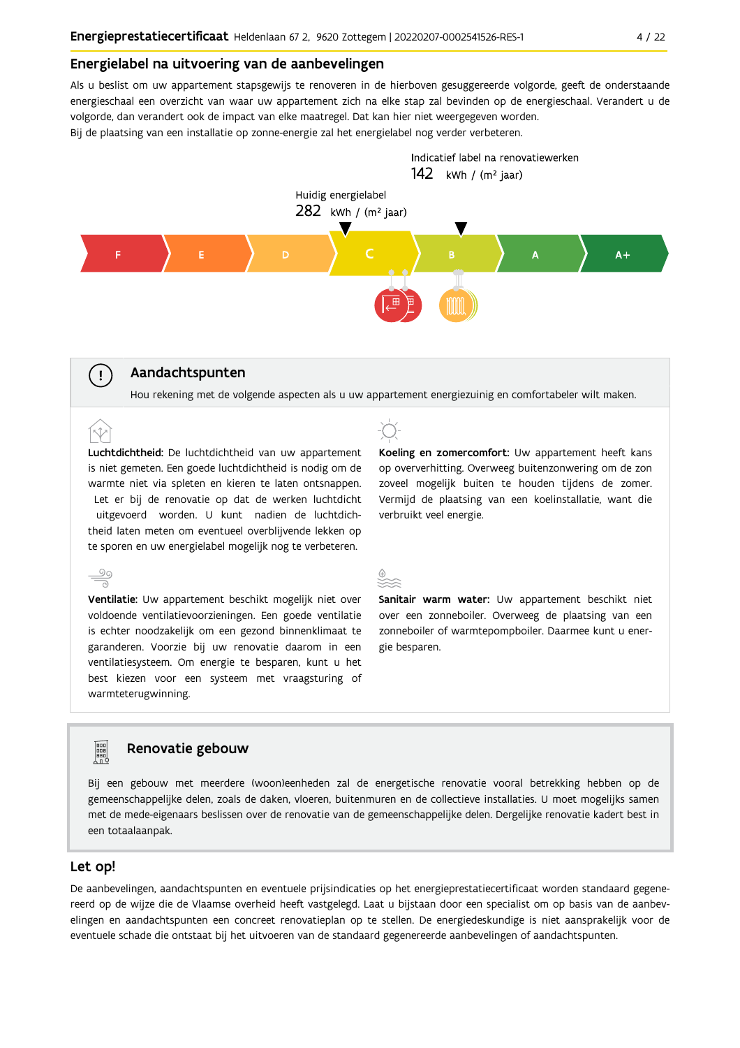## Energielabel na uitvoering van de aanbevelingen

Als u beslist om uw appartement stapsgewijs te renoveren in de hierboven gesuggereerde volgorde, geeft de onderstaande energieschaal een overzicht van waar uw appartement zich na elke stap zal bevinden op de energieschaal. Verandert u de volgorde, dan verandert ook de impact van elke maatregel. Dat kan hier niet weergegeven worden.
Bij de plaatsing van een installatie op zonne-energie zal het energielabel nog verder verbeteren.

Indicatief label na renovatiewerken
142 kWh / (m² jaar)

Huidig energielabel
282 kWh / (m² jaar)

F | E | D | C | B | A | A+

### Aandachtspunten

Hou rekening met de volgende aspecten als u uw appartement energiezuinig en comfortabeler wilt maken.

**Luchtdichtheid:** De luchtdichtheid van uw appartement is niet gemeten. Een goede luchtdichtheid is nodig om de warmte niet via spleten en kieren te laten ontsnappen. Let er bij de renovatie op dat de werken luchtdicht uitgevoerd worden. U kunt nadien de luchtdichtheid laten meten om eventueel overblijvende lekken op te sporen en uw energielabel mogelijk nog te verbeteren.

**Koeling en zomercomfort:** Uw appartement heeft kans op oververhitting. Overweeg buitenzonwering om de zon zoveel mogelijk buiten te houden tijdens de zomer. Vermijd de plaatsing van een koelinstallatie, want die verbruikt veel energie.

**Ventilatie:** Uw appartement beschikt mogelijk niet over voldoende ventilatievoorzieningen. Een goede ventilatie is echter noodzakelijk om een gezond binnenklimaat te garanderen. Voorzie bij uw renovatie daarom in een ventilatiesysteem. Om energie te besparen, kunt u het best kiezen voor een systeem met vraagsturing of warmteterugwinning.

**Sanitair warm water:** Uw appartement beschikt niet over een zonneboiler. Overweeg de plaatsing van een zonneboiler of warmtepompboiler. Daarmee kunt u energie besparen.

### Renovatie gebouw

Bij een gebouw met meerdere (woon)eenheden zal de energetische renovatie vooral betrekking hebben op de gemeenschappelijke delen, zoals de daken, vloeren, buitenmuren en de collectieve installaties. U moet mogelijks samen met de mede-eigenaars beslissen over de renovatie van de gemeenschappelijke delen. Dergelijke renovatie kadert best in een totaalaanpak.

## Let op!

De aanbevelingen, aandachtspunten en eventuele prijsindicaties op het energieprestatiecertificaat worden standaard gegenereerd op de wijze die de Vlaamse overheid heeft vastgelegd. Laat u bijstaan door een specialist om op basis van de aanbevelingen en aandachtspunten een concreet renovatieplan op te stellen. De energiedeskundige is niet aansprakelijk voor de eventuele schade die ontstaat bij het uitvoeren van de standaard gegenereerde aanbevelingen of aandachtspunten.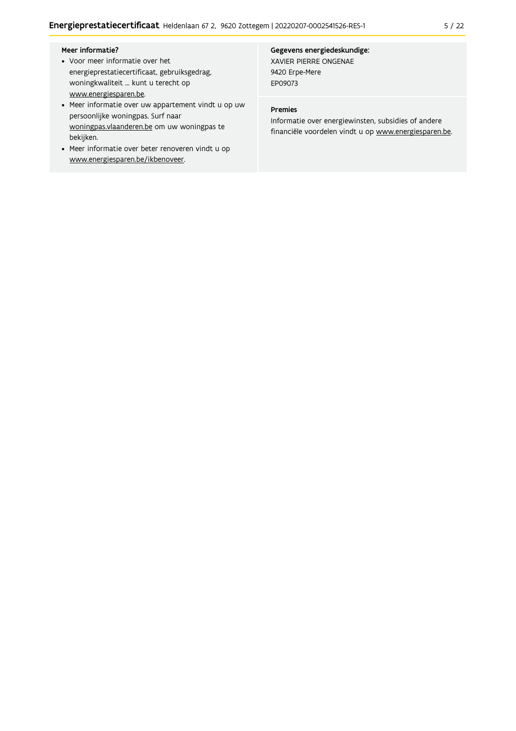**Meer informatie?**

- Voor meer informatie over het energieprestatiecertificaat, gebruiksgedrag, woningkwaliteit ... kunt u terecht op www.energiesparen.be.
- Meer informatie over uw appartement vindt u op uw persoonlijke woningpas. Surf naar woningpas.vlaanderen.be om uw woningpas te bekijken.
- Meer informatie over beter renoveren vindt u op www.energiesparen.be/ikbenoveer.

**Gegevens energiedeskundige:**

XAVIER PIERRE ONGENAE
9420 Erpe-Mere
EP09073

**Premies**

Informatie over energiewinsten, subsidies of andere financiële voordelen vindt u op www.energiesparen.be.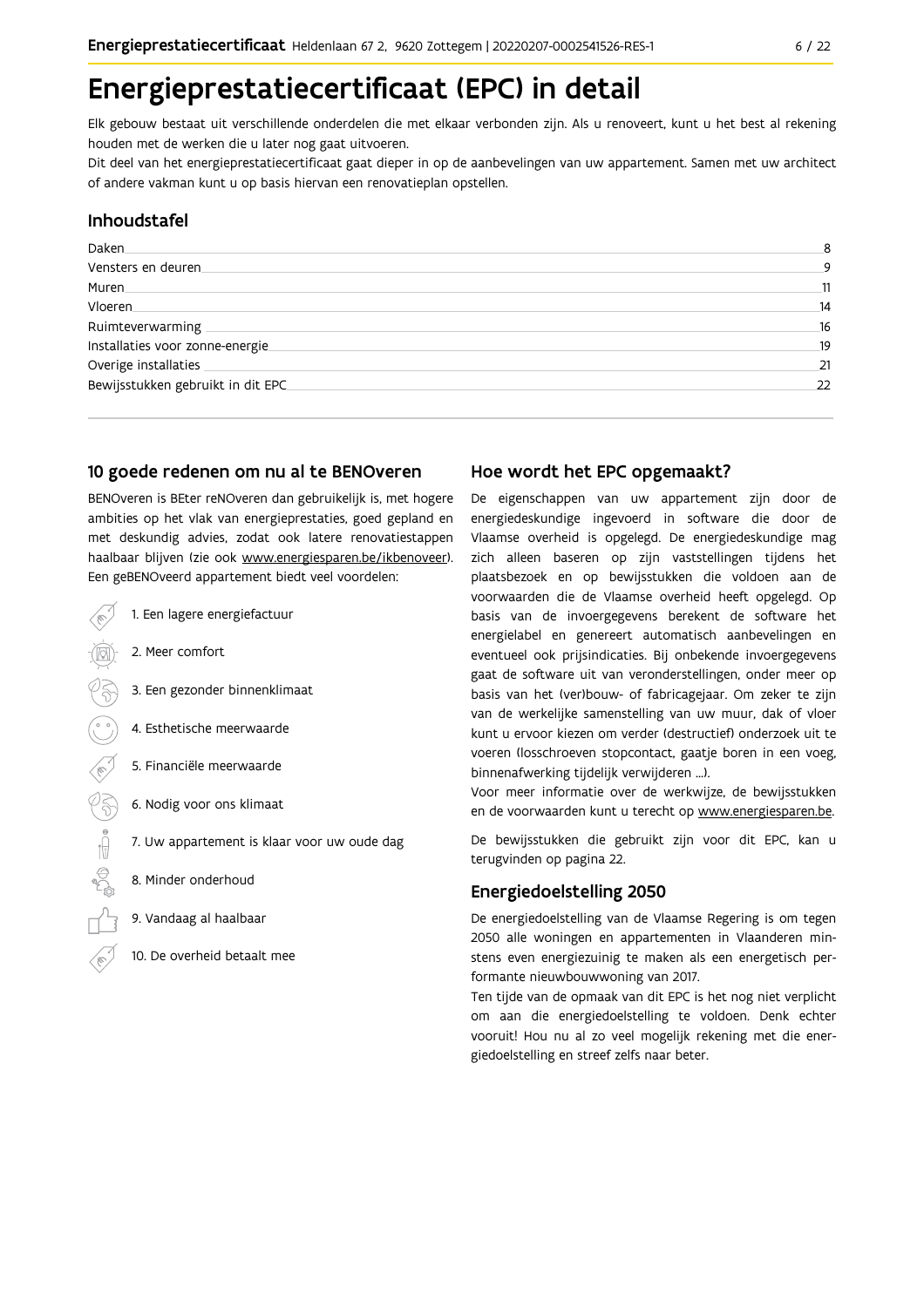# Energieprestatiecertificaat (EPC) in detail

Elk gebouw bestaat uit verschillende onderdelen die met elkaar verbonden zijn. Als u renoveert, kunt u het best al rekening houden met de werken die u later nog gaat uitvoeren.

Dit deel van het energieprestatiecertificaat gaat dieper in op de aanbevelingen van uw appartement. Samen met uw architect of andere vakman kunt u op basis hiervan een renovatieplan opstellen.

## Inhoudstafel

| | |
|---|---|
| Daken | 8 |
| Vensters en deuren | 9 |
| Muren | 11 |
| Vloeren | 14 |
| Ruimteverwarming | 16 |
| Installaties voor zonne-energie | 19 |
| Overige installaties | 21 |
| Bewijsstukken gebruikt in dit EPC | 22 |

## 10 goede redenen om nu al te BENOveren

BENOveren is BEter reNOveren dan gebruikelijk is, met hogere ambities op het vlak van energieprestaties, goed gepland en met deskundig advies, zodat ook latere renovatiestappen haalbaar blijven (zie ook www.energiesparen.be/ikbenoveer). Een geBENOveerd appartement biedt veel voordelen:

1. Een lagere energiefactuur
2. Meer comfort
3. Een gezonder binnenklimaat
4. Esthetische meerwaarde
5. Financiële meerwaarde
6. Nodig voor ons klimaat
7. Uw appartement is klaar voor uw oude dag
8. Minder onderhoud
9. Vandaag al haalbaar
10. De overheid betaalt mee

## Hoe wordt het EPC opgemaakt?

De eigenschappen van uw appartement zijn door de energiedeskundige ingevoerd in software die door de Vlaamse overheid is opgelegd. De energiedeskundige mag zich alleen baseren op zijn vaststellingen tijdens het plaatsbezoek en op bewijsstukken die voldoen aan de voorwaarden die de Vlaamse overheid heeft opgelegd. Op basis van de invoergegevens berekent de software het energielabel en genereert automatisch aanbevelingen en eventueel ook prijsindicaties. Bij onbekende invoergegevens gaat de software uit van veronderstellingen, onder meer op basis van het (ver)bouw- of fabricagejaar. Om zeker te zijn van de werkelijke samenstelling van uw muur, dak of vloer kunt u ervoor kiezen om verder (destructief) onderzoek uit te voeren (losschroeven stopcontact, gaatje boren in een voeg, binnenafwerking tijdelijk verwijderen ...).

Voor meer informatie over de werkwijze, de bewijsstukken en de voorwaarden kunt u terecht op www.energiesparen.be.

De bewijsstukken die gebruikt zijn voor dit EPC, kan u terugvinden op pagina 22.

## Energiedoelstelling 2050

De energiedoelstelling van de Vlaamse Regering is om tegen 2050 alle woningen en appartementen in Vlaanderen minstens even energiezuinig te maken als een energetisch performante nieuwbouwwoning van 2017.

Ten tijde van de opmaak van dit EPC is het nog niet verplicht om aan die energiedoelstelling te voldoen. Denk echter vooruit! Hou nu al zo veel mogelijk rekening met die energiedoelstelling en streef zelfs naar beter.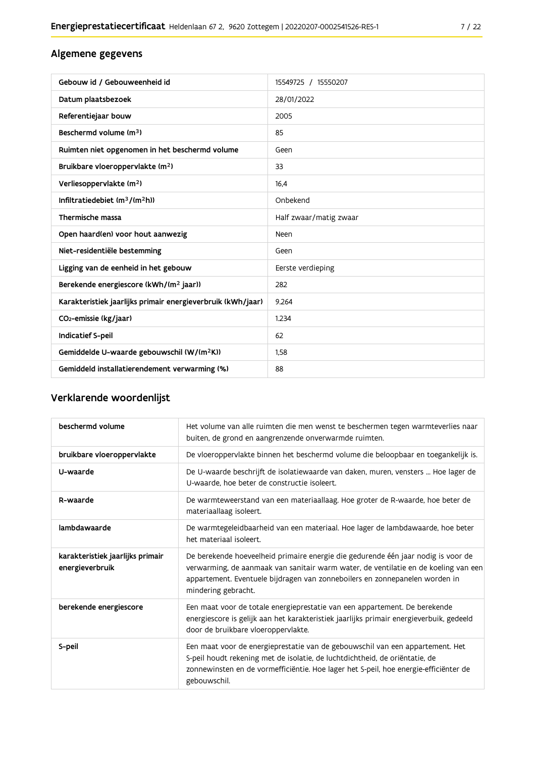## Algemene gegevens

| Gebouw id / Gebouweenheid id | 15549725 / 15550207 |
|---|---|
| Datum plaatsbezoek | 28/01/2022 |
| Referentiejaar bouw | 2005 |
| Beschermd volume ($m^3$) | 85 |
| Ruimten niet opgenomen in het beschermd volume | Geen |
| Bruikbare vloeroppervlakte ($m^2$) | 33 |
| Verliesoppervlakte ($m^2$) | 16,4 |
| Infiltratiedebiet ($m^3/(m^2h)$) | Onbekend |
| Thermische massa | Half zwaar/matig zwaar |
| Open haard(en) voor hout aanwezig | Neen |
| Niet-residentiële bestemming | Geen |
| Ligging van de eenheid in het gebouw | Eerste verdieping |
| Berekende energiescore (kWh/($m^2$ jaar)) | 282 |
| Karakteristiek jaarlijks primair energieverbruik (kWh/jaar) | 9.264 |
| $CO_2$-emissie (kg/jaar) | 1.234 |
| Indicatief S-peil | 62 |
| Gemiddelde U-waarde gebouwschil (W/($m^2$K)) | 1,58 |
| Gemiddeld installatierendement verwarming (%) | 88 |

## Verklarende woordenlijst

| beschermd volume | Het volume van alle ruimten die men wenst te beschermen tegen warmteverlies naar buiten, de grond en aangrenzende onverwarmde ruimten. |
|---|---|
| bruikbare vloeroppervlakte | De vloeroppervlakte binnen het beschermd volume die beloopbaar en toegankelijk is. |
| U-waarde | De U-waarde beschrijft de isolatiewaarde van daken, muren, vensters ... Hoe lager de U-waarde, hoe beter de constructie isoleert. |
| R-waarde | De warmteweerstand van een materiaallaag. Hoe groter de R-waarde, hoe beter de materiaallaag isoleert. |
| lambdawaarde | De warmtegeleidbaarheid van een materiaal. Hoe lager de lambdawaarde, hoe beter het materiaal isoleert. |
| karakteristiek jaarlijks primair energieverbruik | De berekende hoeveelheid primaire energie die gedurende één jaar nodig is voor de verwarming, de aanmaak van sanitair warm water, de ventilatie en de koeling van een appartement. Eventuele bijdragen van zonneboilers en zonnepanelen worden in mindering gebracht. |
| berekende energiescore | Een maat voor de totale energieprestatie van een appartement. De berekende energiescore is gelijk aan het karakteristiek jaarlijks primair energieverbuik, gedeeld door de bruikbare vloeroppervlakte. |
| S-peil | Een maat voor de energieprestatie van de gebouwschil van een appartement. Het S-peil houdt rekening met de isolatie, de luchtdichtheid, de oriëntatie, de zonnewinsten en de vormefficiëntie. Hoe lager het S-peil, hoe energie-efficiënter de gebouwschil. |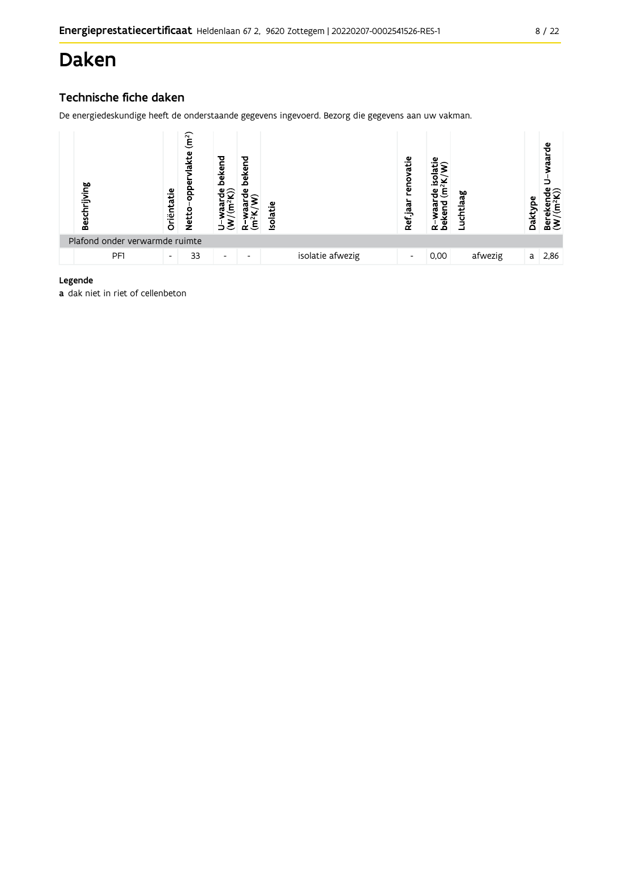# Daken

## Technische fiche daken

De energiedeskundige heeft de onderstaande gegevens ingevoerd. Bezorg die gegevens aan uw vakman.

| Beschrijving | Oriëntatie | Netto-oppervlakte ($m^2$) | U-waarde bekend ($W/(m^2K)$) | R-waarde bekend ($m^2K/W$) | Isolatie | Ref.jaar renovatie | R-waarde isolatie bekend ($m^2K/W$) | Luchtlaag | Daktype | Berekende U-waarde ($W/(m^2K)$) |
|---|---|---|---|---|---|---|---|---|---|---|
| Plafond onder verwarmde ruimte | | | | | | | | | | |
| PF1 | - | 33 | - | - | isolatie afwezig | - | 0,00 | afwezig | a | 2,86 |

**Legende**

**a** dak niet in riet of cellenbeton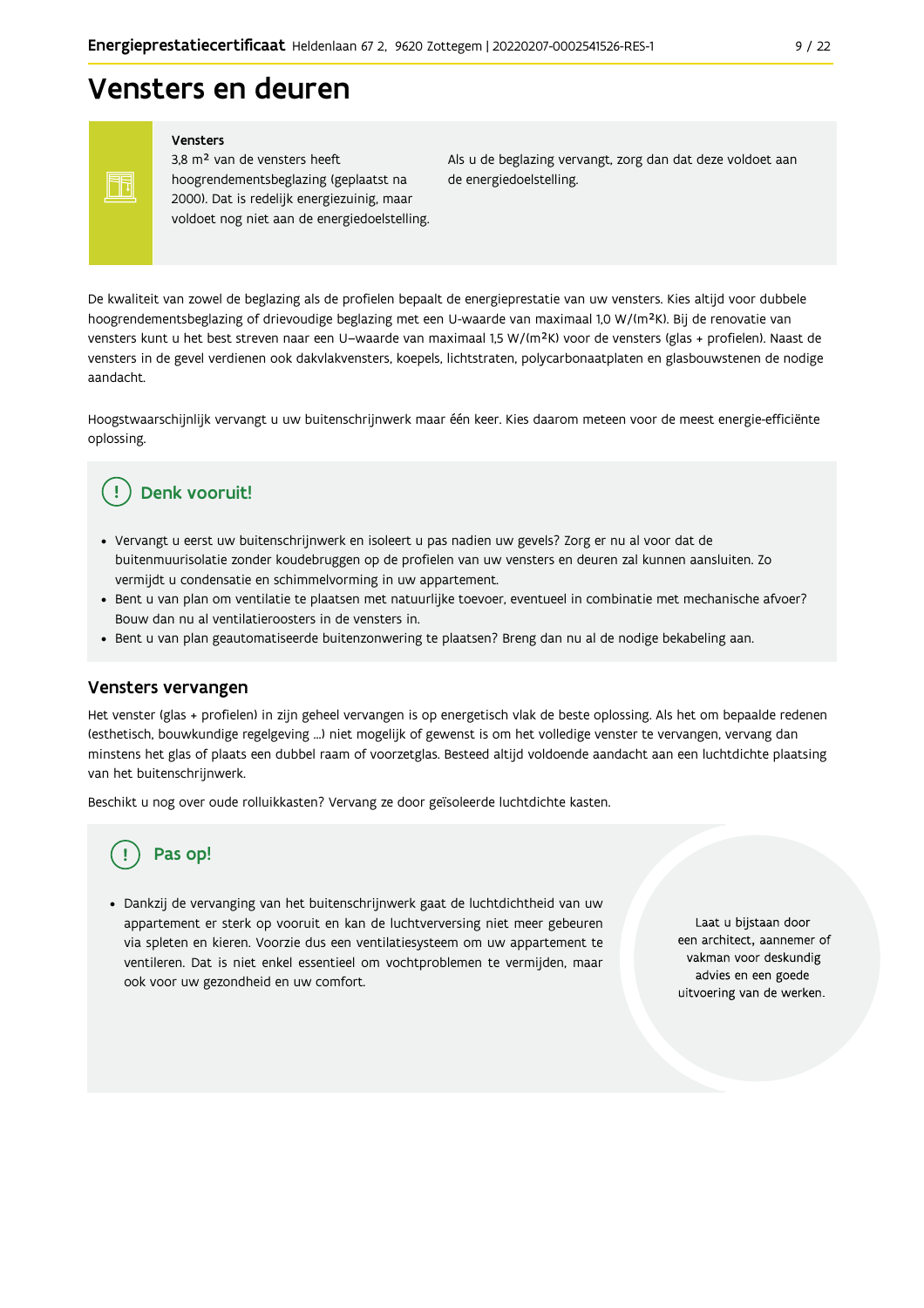# Vensters en deuren

**Vensters**

3,8 m² van de vensters heeft hoogrendementsbeglazing (geplaatst na 2000). Dat is redelijk energiezuinig, maar voldoet nog niet aan de energiedoelstelling.

Als u de beglazing vervangt, zorg dan dat deze voldoet aan de energiedoelstelling.

De kwaliteit van zowel de beglazing als de profielen bepaalt de energieprestatie van uw vensters. Kies altijd voor dubbele hoogrendementsbeglazing of drievoudige beglazing met een U-waarde van maximaal 1,0 W/(m²K). Bij de renovatie van vensters kunt u het best streven naar een U–waarde van maximaal 1,5 W/(m²K) voor de vensters (glas + profielen). Naast de vensters in de gevel verdienen ook dakvlakvensters, koepels, lichtstraten, polycarbonaatplaten en glasbouwstenen de nodige aandacht.

Hoogstwaarschijnlijk vervangt u uw buitenschrijnwerk maar één keer. Kies daarom meteen voor de meest energie-efficiënte oplossing.

### Denk vooruit!

- Vervangt u eerst uw buitenschrijnwerk en isoleert u pas nadien uw gevels? Zorg er nu al voor dat de buitenmuurisolatie zonder koudebruggen op de profielen van uw vensters en deuren zal kunnen aansluiten. Zo vermijdt u condensatie en schimmelvorming in uw appartement.
- Bent u van plan om ventilatie te plaatsen met natuurlijke toevoer, eventueel in combinatie met mechanische afvoer? Bouw dan nu al ventilatieroosters in de vensters in.
- Bent u van plan geautomatiseerde buitenzonwering te plaatsen? Breng dan nu al de nodige bekabeling aan.

## Vensters vervangen

Het venster (glas + profielen) in zijn geheel vervangen is op energetisch vlak de beste oplossing. Als het om bepaalde redenen (esthetisch, bouwkundige regelgeving ...) niet mogelijk of gewenst is om het volledige venster te vervangen, vervang dan minstens het glas of plaats een dubbel raam of voorzetglas. Besteed altijd voldoende aandacht aan een luchtdichte plaatsing van het buitenschrijnwerk.

Beschikt u nog over oude rolluikkasten? Vervang ze door geïsoleerde luchtdichte kasten.

### Pas op!

- Dankzij de vervanging van het buitenschrijnwerk gaat de luchtdichtheid van uw appartement er sterk op vooruit en kan de luchtverversing niet meer gebeuren via spleten en kieren. Voorzie dus een ventilatiesysteem om uw appartement te ventileren. Dat is niet enkel essentieel om vochtproblemen te vermijden, maar ook voor uw gezondheid en uw comfort.

Laat u bijstaan door een architect, aannemer of vakman voor deskundig advies en een goede uitvoering van de werken.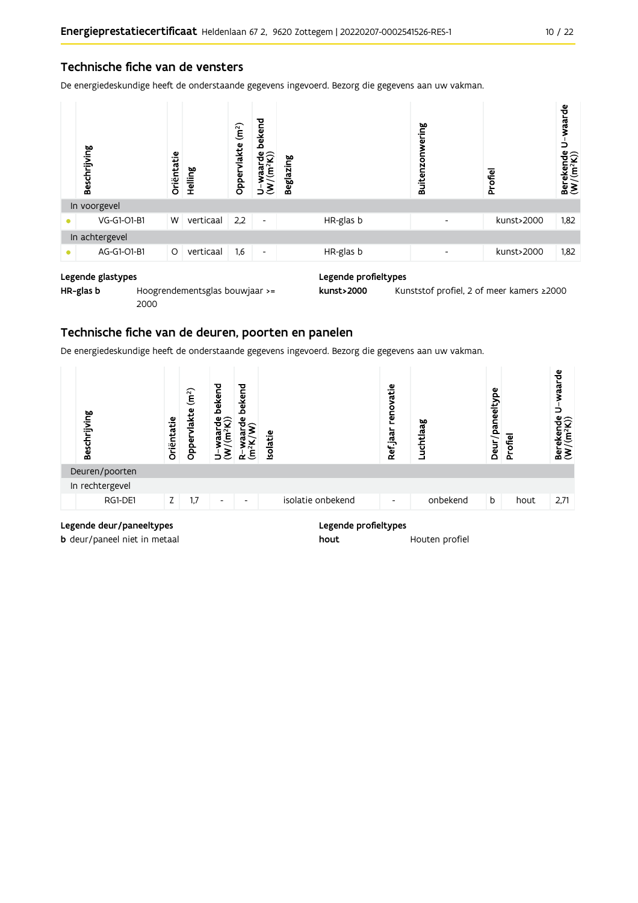## Technische fiche van de vensters

De energiedeskundige heeft de onderstaande gegevens ingevoerd. Bezorg die gegevens aan uw vakman.

| | Beschrijving | Oriëntatie | Helling | Oppervlakte (m²) | U-waarde bekend (W/(m²K)) | Beglazing | Buitenzonwering | Profiel | Berekende U-waarde (W/(m²K)) |
|---|---|---|---|---|---|---|---|---|---|
| | In voorgevel | | | | | | | | |
| • | VG-G1-O1-B1 | W | verticaal | 2,2 | - | HR-glas b | - | kunst>2000 | 1,82 |
| | In achtergevel | | | | | | | | |
| • | AG-G1-O1-B1 | O | verticaal | 1,6 | - | HR-glas b | - | kunst>2000 | 1,82 |

**Legende glastypes**

**HR-glas b** Hoogrendementsglas bouwjaar >= 2000

**Legende profieltypes**

**kunst>2000** Kunststof profiel, 2 of meer kamers ≥2000

## Technische fiche van de deuren, poorten en panelen

De energiedeskundige heeft de onderstaande gegevens ingevoerd. Bezorg die gegevens aan uw vakman.

| Beschrijving | Oriëntatie | Oppervlakte (m²) | U-waarde bekend (W/(m²K)) | R-waarde bekend (m²K/W) | Isolatie | Ref.jaar renovatie | Luchtlaag | Deur/paneeltype | Profiel | Berekende U-waarde (W/(m²K)) |
|---|---|---|---|---|---|---|---|---|---|---|
| Deuren/poorten | | | | | | | | | | |
| In rechtergevel | | | | | | | | | | |
| RG1-DE1 | Z | 1,7 | - | - | isolatie onbekend | - | onbekend | b | hout | 2,71 |

**Legende deur/paneeltypes**

**b** deur/paneel niet in metaal

**Legende profieltypes**

**hout** Houten profiel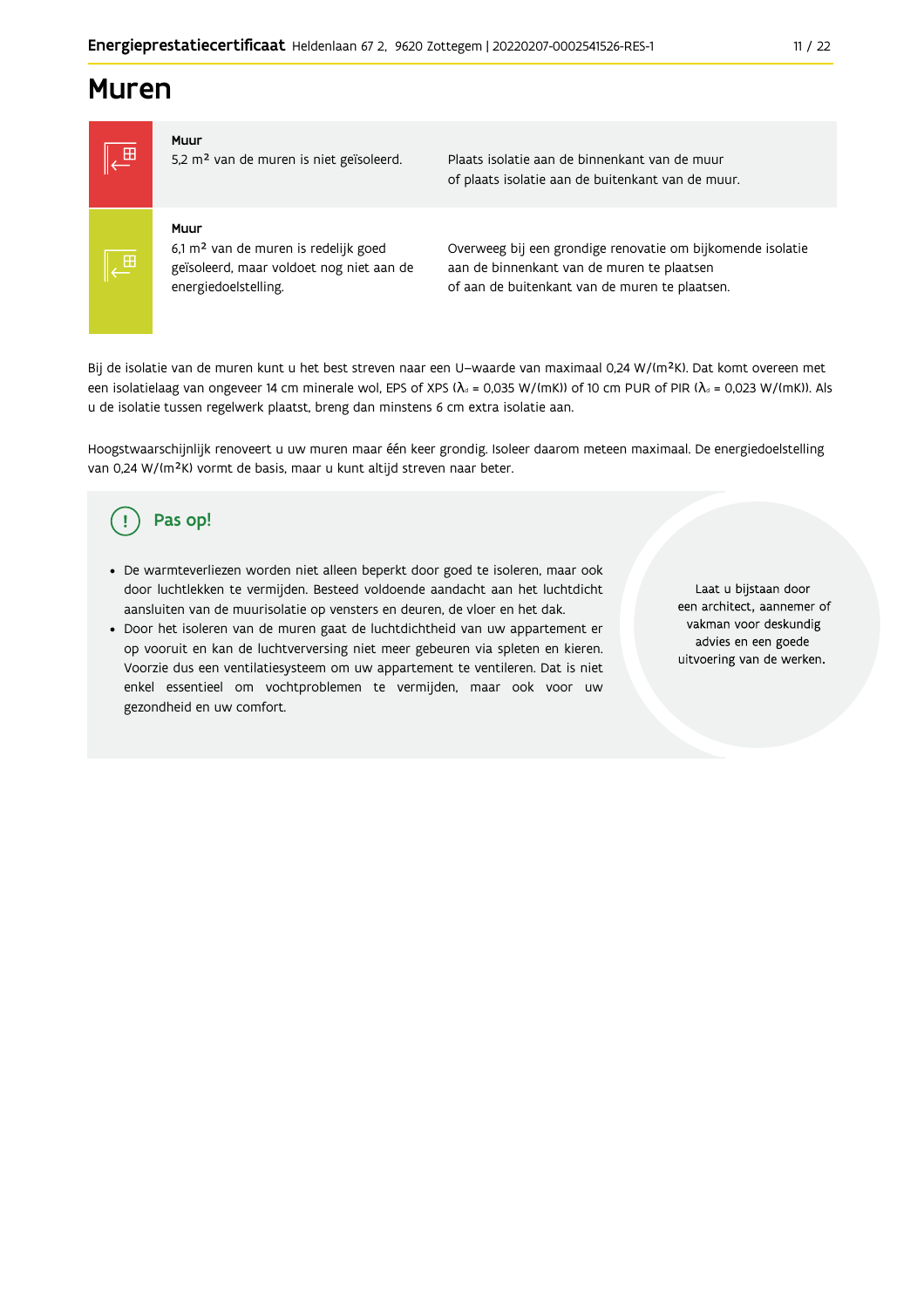# Muren

| | | |
|---|---|---|
| **Muur** | 5,2 m² van de muren is niet geïsoleerd. | Plaats isolatie aan de binnenkant van de muur of plaats isolatie aan de buitenkant van de muur. |
| **Muur** | 6,1 m² van de muren is redelijk goed geïsoleerd, maar voldoet nog niet aan de energiedoelstelling. | Overweeg bij een grondige renovatie om bijkomende isolatie aan de binnenkant van de muren te plaatsen of aan de buitenkant van de muren te plaatsen. |

Bij de isolatie van de muren kunt u het best streven naar een U-waarde van maximaal 0,24 W/(m²K). Dat komt overeen met een isolatielaag van ongeveer 14 cm minerale wol, EPS of XPS ($\lambda_d$ = 0,035 W/(mK)) of 10 cm PUR of PIR ($\lambda_d$ = 0,023 W/(mK)). Als u de isolatie tussen regelwerk plaatst, breng dan minstens 6 cm extra isolatie aan.

Hoogstwaarschijnlijk renoveert u uw muren maar één keer grondig. Isoleer daarom meteen maximaal. De energiedoelstelling van 0,24 W/(m²K) vormt de basis, maar u kunt altijd streven naar beter.

## Pas op!

- De warmteverliezen worden niet alleen beperkt door goed te isoleren, maar ook door luchtlekken te vermijden. Besteed voldoende aandacht aan het luchtdicht aansluiten van de muurisolatie op vensters en deuren, de vloer en het dak.
- Door het isoleren van de muren gaat de luchtdichtheid van uw appartement er op vooruit en kan de luchtverversing niet meer gebeuren via spleten en kieren. Voorzie dus een ventilatiesysteem om uw appartement te ventileren. Dat is niet enkel essentieel om vochtproblemen te vermijden, maar ook voor uw gezondheid en uw comfort.

Laat u bijstaan door een architect, aannemer of vakman voor deskundig advies en een goede uitvoering van de werken.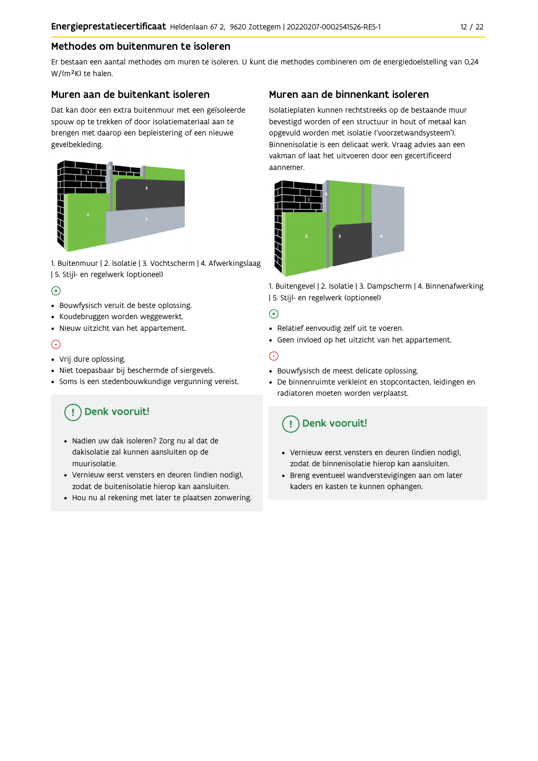## Methodes om buitenmuren te isoleren

Er bestaan een aantal methodes om muren te isoleren. U kunt die methodes combineren om de energiedoelstelling van 0,24 W/(m²K) te halen.

### Muren aan de buitenkant isoleren

Dat kan door een extra buitenmuur met een geïsoleerde spouw op te trekken of door isolatiemateriaal aan te brengen met daarop een bepleistering of een nieuwe gevelbekleding.

1. Buitenmuur | 2. Isolatie | 3. Vochtscherm | 4. Afwerkingslaag | 5. Stijl- en regelwerk (optioneel)

⊕

- Bouwfysisch veruit de beste oplossing.
- Koudebruggen worden weggewerkt.
- Nieuw uitzicht van het appartement.

⊖

- Vrij dure oplossing.
- Niet toepasbaar bij beschermde of siergevels.
- Soms is een stedenbouwkundige vergunning vereist.

**Denk vooruit!**

- Nadien uw dak isoleren? Zorg nu al dat de dakisolatie zal kunnen aansluiten op de muurisolatie.
- Vernieuw eerst vensters en deuren (indien nodig), zodat de buitenisolatie hierop kan aansluiten.
- Hou nu al rekening met later te plaatsen zonwering.

### Muren aan de binnenkant isoleren

Isolatieplaten kunnen rechtstreeks op de bestaande muur bevestigd worden of een structuur in hout of metaal kan opgevuld worden met isolatie ('voorzetwandsysteem'). Binnenisolatie is een delicaat werk. Vraag advies aan een vakman of laat het uitvoeren door een gecertificeerd aannemer.

1. Buitengevel | 2. Isolatie | 3. Dampscherm | 4. Binnenafwerking | 5. Stijl- en regelwerk (optioneel)

⊕

- Relatief eenvoudig zelf uit te voeren.
- Geen invloed op het uitzicht van het appartement.

⊖

- Bouwfysisch de meest delicate oplossing.
- De binnenruimte verkleint en stopcontacten, leidingen en radiatoren moeten worden verplaatst.

**Denk vooruit!**

- Vernieuw eerst vensters en deuren (indien nodig), zodat de binnenisolatie hierop kan aansluiten.
- Breng eventueel wandverstevigingen aan om later kaders en kasten te kunnen ophangen.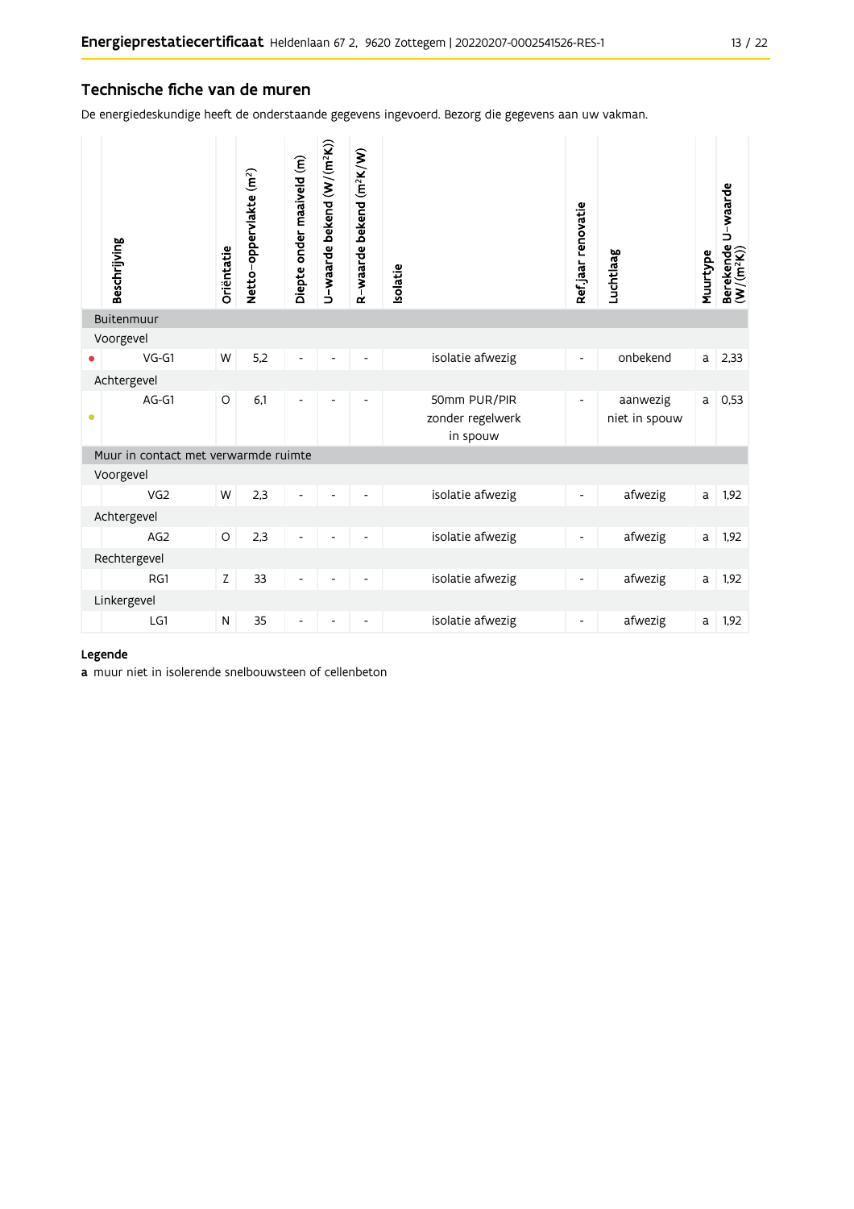## Technische fiche van de muren

De energiedeskundige heeft de onderstaande gegevens ingevoerd. Bezorg die gegevens aan uw vakman.

| | Beschrijving | Oriëntatie | Netto-oppervlakte (m²) | Diepte onder maaiveld (m) | U-waarde bekend (W/(m²K)) | R-waarde bekend (m²K/W) | Isolatie | Ref.jaar renovatie | Luchtlaag | Muurtype | Berekende U-waarde (W/(m²K)) |
|---|---|---|---|---|---|---|---|---|---|---|---|
| | **Buitenmuur** | | | | | | | | | | |
| | Voorgevel | | | | | | | | | | |
| ● | VG-G1 | W | 5,2 | - | - | - | isolatie afwezig | - | onbekend | a | 2,33 |
| | Achtergevel | | | | | | | | | | |
| ● | AG-G1 | O | 6,1 | - | - | - | 50mm PUR/PIR zonder regelwerk in spouw | - | aanwezig niet in spouw | a | 0,53 |
| | **Muur in contact met verwarmde ruimte** | | | | | | | | | | |
| | Voorgevel | | | | | | | | | | |
| | VG2 | W | 2,3 | - | - | - | isolatie afwezig | - | afwezig | a | 1,92 |
| | Achtergevel | | | | | | | | | | |
| | AG2 | O | 2,3 | - | - | - | isolatie afwezig | - | afwezig | a | 1,92 |
| | Rechtergevel | | | | | | | | | | |
| | RG1 | Z | 33 | - | - | - | isolatie afwezig | - | afwezig | a | 1,92 |
| | Linkergevel | | | | | | | | | | |
| | LG1 | N | 35 | - | - | - | isolatie afwezig | - | afwezig | a | 1,92 |

**Legende**

**a** muur niet in isolerende snelbouwsteen of cellenbeton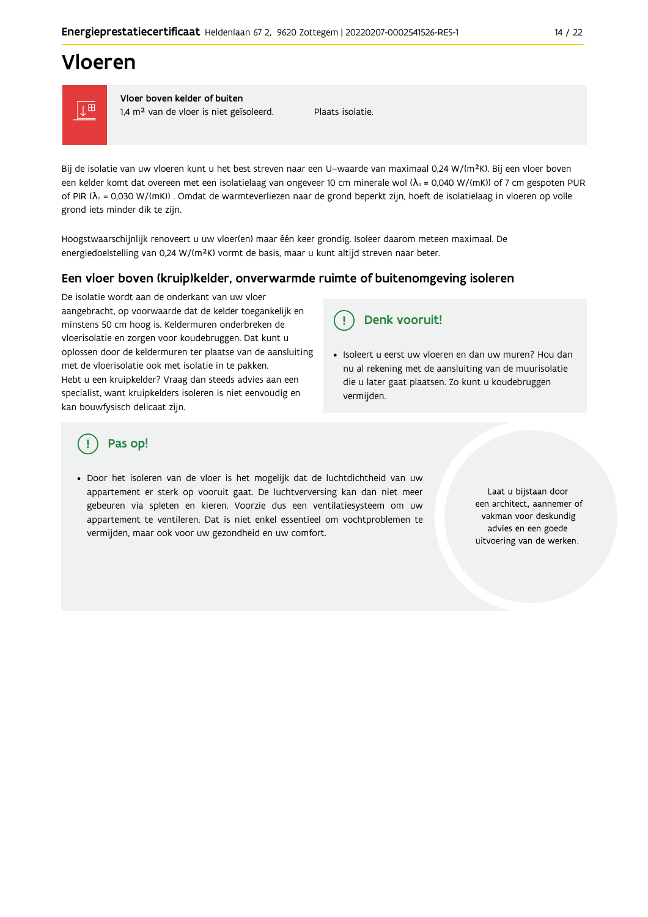# Vloeren

**Vloer boven kelder of buiten**
1,4 m² van de vloer is niet geïsoleerd.

Plaats isolatie.

Bij de isolatie van uw vloeren kunt u het best streven naar een U–waarde van maximaal 0,24 W/(m²K). Bij een vloer boven een kelder komt dat overeen met een isolatielaag van ongeveer 10 cm minerale wol ($\lambda_d$ = 0,040 W/(mK)) of 7 cm gespoten PUR of PIR ($\lambda_d$ = 0,030 W/(mK)) . Omdat de warmteverliezen naar de grond beperkt zijn, hoeft de isolatielaag in vloeren op volle grond iets minder dik te zijn.

Hoogstwaarschijnlijk renoveert u uw vloer(en) maar één keer grondig. Isoleer daarom meteen maximaal. De energiedoelstelling van 0,24 W/(m²K) vormt de basis, maar u kunt altijd streven naar beter.

## Een vloer boven (kruip)kelder, onverwarmde ruimte of buitenomgeving isoleren

De isolatie wordt aan de onderkant van uw vloer aangebracht, op voorwaarde dat de kelder toegankelijk en minstens 50 cm hoog is. Keldermuren onderbreken de vloerisolatie en zorgen voor koudebruggen. Dat kunt u oplossen door de keldermuren ter plaatse van de aansluiting met de vloerisolatie ook met isolatie in te pakken.
Hebt u een kruipkelder? Vraag dan steeds advies aan een specialist, want kruipkelders isoleren is niet eenvoudig en kan bouwfysisch delicaat zijn.

### Denk vooruit!

- Isoleert u eerst uw vloeren en dan uw muren? Hou dan nu al rekening met de aansluiting van de muurisolatie die u later gaat plaatsen. Zo kunt u koudebruggen vermijden.

### Pas op!

- Door het isoleren van de vloer is het mogelijk dat de luchtdichtheid van uw appartement er sterk op vooruit gaat. De luchtverversing kan dan niet meer gebeuren via spleten en kieren. Voorzie dus een ventilatiesysteem om uw appartement te ventileren. Dat is niet enkel essentieel om vochtproblemen te vermijden, maar ook voor uw gezondheid en uw comfort.

Laat u bijstaan door een architect, aannemer of vakman voor deskundig advies en een goede uitvoering van de werken.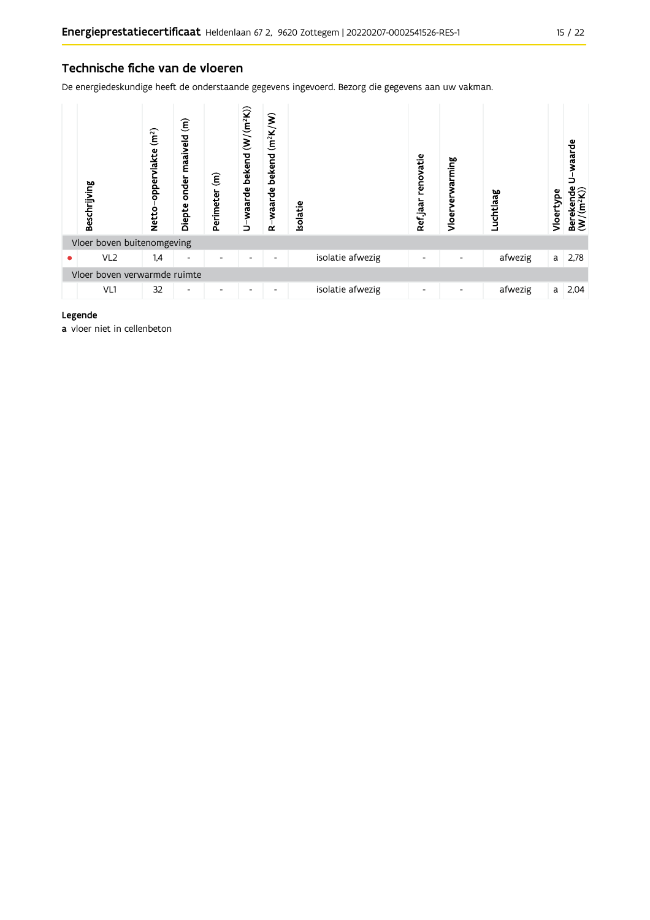## Technische fiche van de vloeren

De energiedeskundige heeft de onderstaande gegevens ingevoerd. Bezorg die gegevens aan uw vakman.

| | Beschrijving | Netto-oppervlakte (m²) | Diepte onder maaiveld (m) | Perimeter (m) | U-waarde bekend (W/(m²K)) | R-waarde bekend (m²K/W) | Isolatie | Ref.jaar renovatie | Vloerverwarming | Luchtlaag | Vloertype | Berekende U-waarde (W/(m²K)) |
|---|---|---|---|---|---|---|---|---|---|---|---|---|
| Vloer boven buitenomgeving | | | | | | | | | | | | |
| • | VL2 | 1,4 | - | - | - | - | isolatie afwezig | - | - | afwezig | a | 2,78 |
| Vloer boven verwarmde ruimte | | | | | | | | | | | | |
| | VL1 | 32 | - | - | - | - | isolatie afwezig | - | - | afwezig | a | 2,04 |

**Legende**

**a** vloer niet in cellenbeton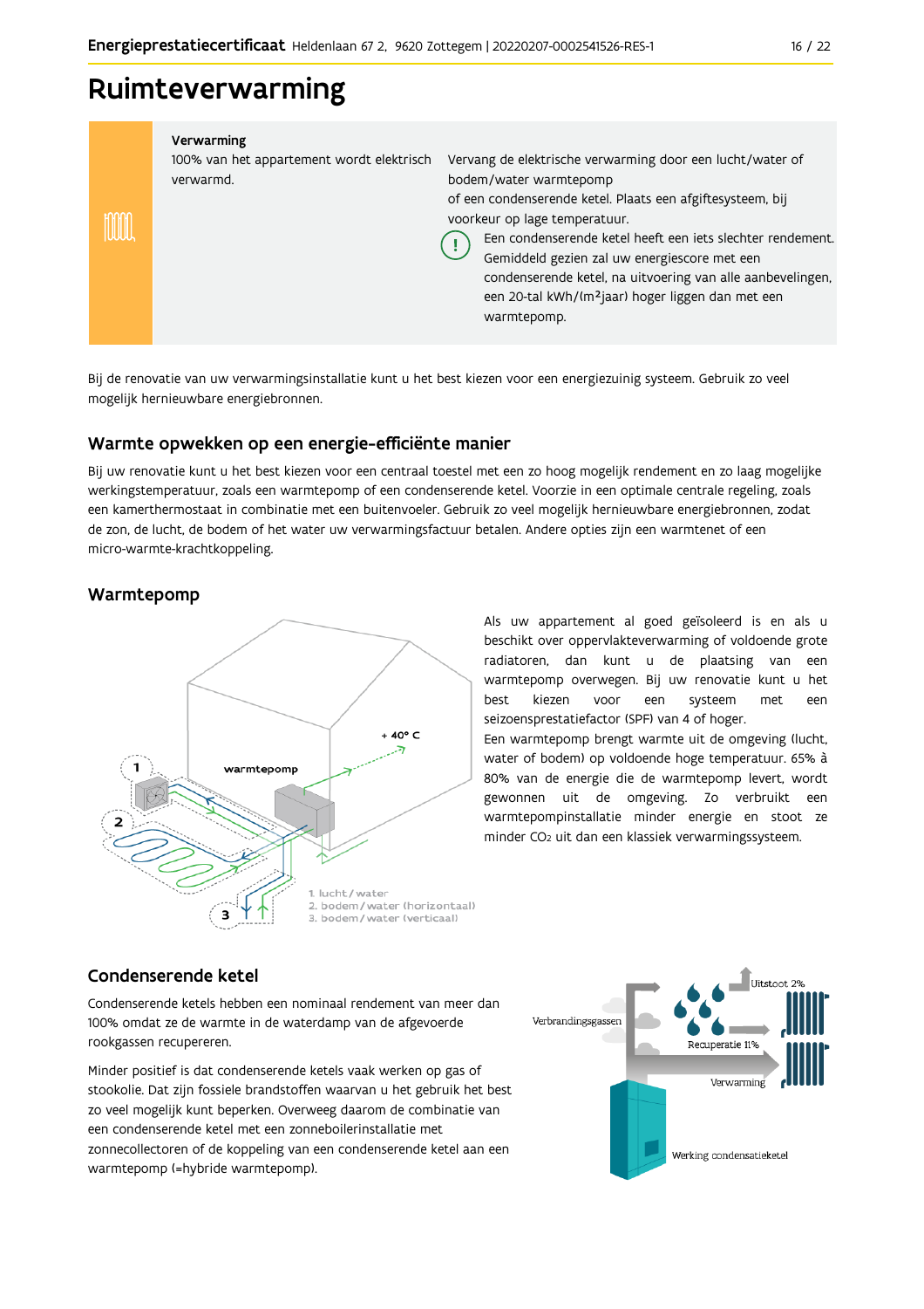# Ruimteverwarming

**Verwarming**

100% van het appartement wordt elektrisch verwarmd.

Vervang de elektrische verwarming door een lucht/water of bodem/water warmtepomp of een condenserende ketel. Plaats een afgiftesysteem, bij voorkeur op lage temperatuur.

Een condenserende ketel heeft een iets slechter rendement. Gemiddeld gezien zal uw energiescore met een condenserende ketel, na uitvoering van alle aanbevelingen, een 20-tal kWh/(m²jaar) hoger liggen dan met een warmtepomp.

Bij de renovatie van uw verwarmingsinstallatie kunt u het best kiezen voor een energiezuinig systeem. Gebruik zo veel mogelijk hernieuwbare energiebronnen.

## Warmte opwekken op een energie-efficiënte manier

Bij uw renovatie kunt u het best kiezen voor een centraal toestel met een zo hoog mogelijk rendement en zo laag mogelijke werkingstemperatuur, zoals een warmtepomp of een condenserende ketel. Voorzie in een optimale centrale regeling, zoals een kamerthermostaat in combinatie met een buitenvoeler. Gebruik zo veel mogelijk hernieuwbare energiebronnen, zodat de zon, de lucht, de bodem of het water uw verwarmingsfactuur betalen. Andere opties zijn een warmtenet of een micro-warmte-krachtkoppeling.

## Warmtepomp

1. lucht / water
2. bodem / water (horizontaal)
3. bodem / water (verticaal)

Als uw appartement al goed geïsoleerd is en als u beschikt over oppervlakteverwarming of voldoende grote radiatoren, dan kunt u de plaatsing van een warmtepomp overwegen. Bij uw renovatie kunt u het best kiezen voor een systeem met een seizoensprestatiefactor (SPF) van 4 of hoger.

Een warmtepomp brengt warmte uit de omgeving (lucht, water of bodem) op voldoende hoge temperatuur. 65% à 80% van de energie die de warmtepomp levert, wordt gewonnen uit de omgeving. Zo verbruikt een warmtepompinstallatie minder energie en stoot ze minder $CO_2$ uit dan een klassiek verwarmingssysteem.

## Condenserende ketel

Condenserende ketels hebben een nominaal rendement van meer dan 100% omdat ze de warmte in de waterdamp van de afgevoerde rookgassen recupereren.

Minder positief is dat condenserende ketels vaak werken op gas of stookolie. Dat zijn fossiele brandstoffen waarvan u het gebruik het best zo veel mogelijk kunt beperken. Overweeg daarom de combinatie van een condenserende ketel met een zonneboilerinstallatie met zonnecollectoren of de koppeling van een condenserende ketel aan een warmtepomp (=hybride warmtepomp).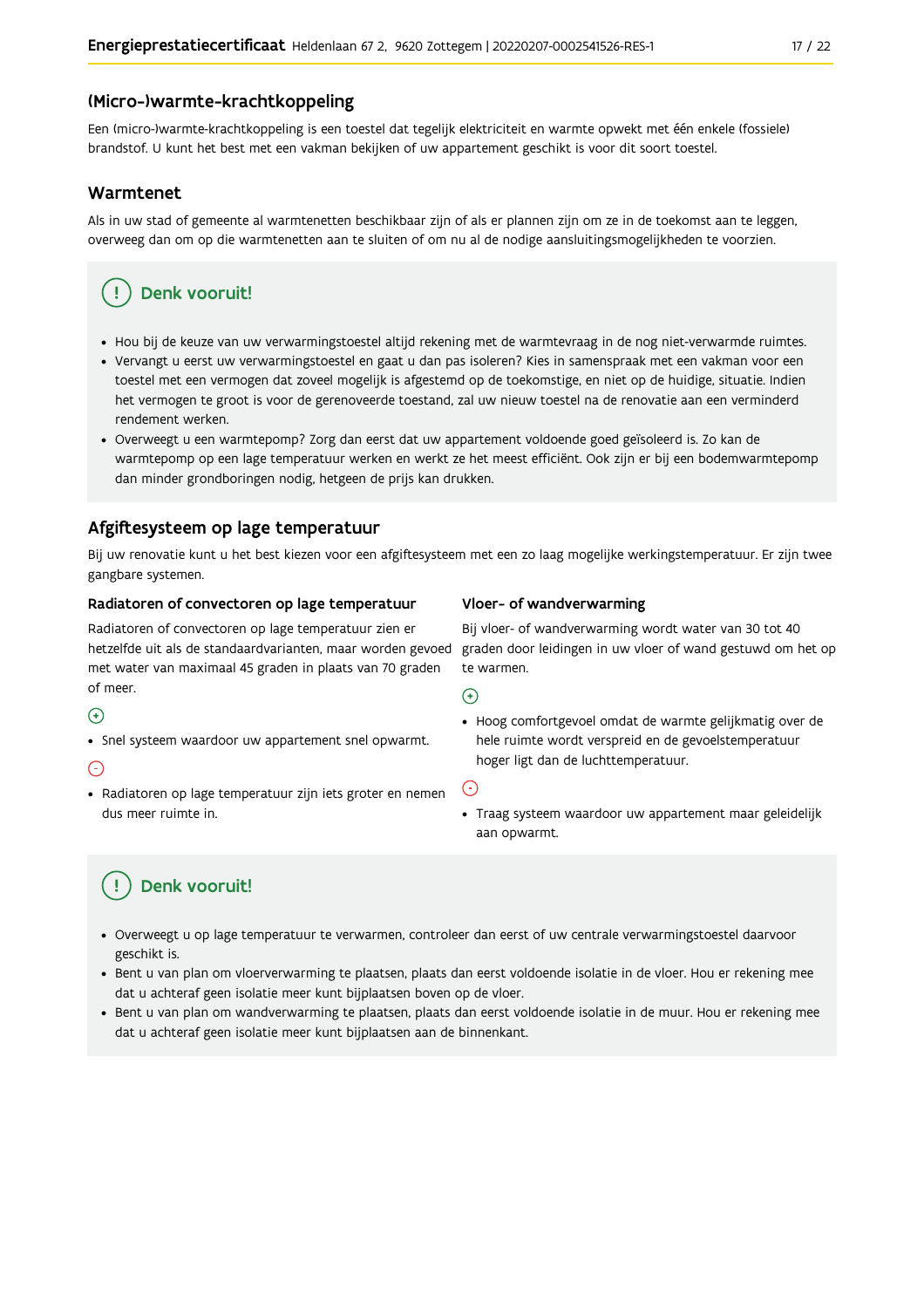## (Micro-)warmte-krachtkoppeling

Een (micro-)warmte-krachtkoppeling is een toestel dat tegelijk elektriciteit en warmte opwekt met één enkele (fossiele) brandstof. U kunt het best met een vakman bekijken of uw appartement geschikt is voor dit soort toestel.

## Warmtenet

Als in uw stad of gemeente al warmtenetten beschikbaar zijn of als er plannen zijn om ze in de toekomst aan te leggen, overweeg dan om op die warmtenetten aan te sluiten of om nu al de nodige aansluitingsmogelijkheden te voorzien.

> **Denk vooruit!**
>
> - Hou bij de keuze van uw verwarmingstoestel altijd rekening met de warmtevraag in de nog niet-verwarmde ruimtes.
> - Vervangt u eerst uw verwarmingstoestel en gaat u dan pas isoleren? Kies in samenspraak met een vakman voor een toestel met een vermogen dat zoveel mogelijk is afgestemd op de toekomstige, en niet op de huidige, situatie. Indien het vermogen te groot is voor de gerenoveerde toestand, zal uw nieuw toestel na de renovatie aan een verminderd rendement werken.
> - Overweegt u een warmtepomp? Zorg dan eerst dat uw appartement voldoende goed geïsoleerd is. Zo kan de warmtepomp op een lage temperatuur werken en werkt ze het meest efficiënt. Ook zijn er bij een bodemwarmtepomp dan minder grondboringen nodig, hetgeen de prijs kan drukken.

## Afgiftesysteem op lage temperatuur

Bij uw renovatie kunt u het best kiezen voor een afgiftesysteem met een zo laag mogelijke werkingstemperatuur. Er zijn twee gangbare systemen.

### Radiatoren of convectoren op lage temperatuur

Radiatoren of convectoren op lage temperatuur zien er hetzelfde uit als de standaardvarianten, maar worden gevoed met water van maximaal 45 graden in plaats van 70 graden of meer.

(+)

- Snel systeem waardoor uw appartement snel opwarmt.

(−)

- Radiatoren op lage temperatuur zijn iets groter en nemen dus meer ruimte in.

### Vloer- of wandverwarming

Bij vloer- of wandverwarming wordt water van 30 tot 40 graden door leidingen in uw vloer of wand gestuwd om het op te warmen.

(+)

- Hoog comfortgevoel omdat de warmte gelijkmatig over de hele ruimte wordt verspreid en de gevoelstemperatuur hoger ligt dan de luchttemperatuur.

(−)

- Traag systeem waardoor uw appartement maar geleidelijk aan opwarmt.

> **Denk vooruit!**
>
> - Overweegt u op lage temperatuur te verwarmen, controleer dan eerst of uw centrale verwarmingstoestel daarvoor geschikt is.
> - Bent u van plan om vloerverwarming te plaatsen, plaats dan eerst voldoende isolatie in de vloer. Hou er rekening mee dat u achteraf geen isolatie meer kunt bijplaatsen boven op de vloer.
> - Bent u van plan om wandverwarming te plaatsen, plaats dan eerst voldoende isolatie in de muur. Hou er rekening mee dat u achteraf geen isolatie meer kunt bijplaatsen aan de binnenkant.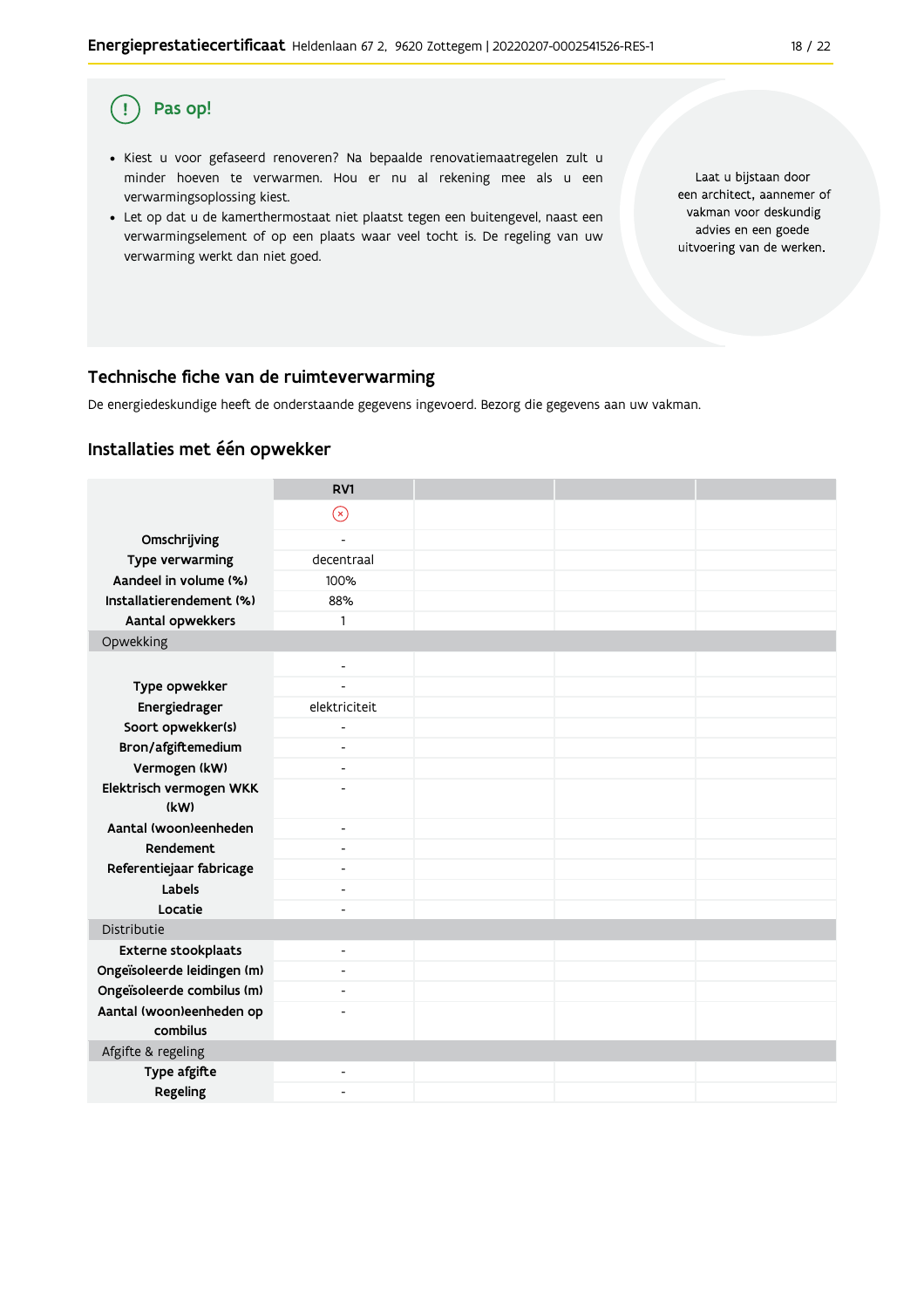## Pas op!

- Kiest u voor gefaseerd renoveren? Na bepaalde renovatiemaatregelen zult u minder hoeven te verwarmen. Hou er nu al rekening mee als u een verwarmingsoplossing kiest.
- Let op dat u de kamerthermostaat niet plaatst tegen een buitengevel, naast een verwarmingselement of op een plaats waar veel tocht is. De regeling van uw verwarming werkt dan niet goed.

Laat u bijstaan door een architect, aannemer of vakman voor deskundig advies en een goede uitvoering van de werken.

## Technische fiche van de ruimteverwarming

De energiedeskundige heeft de onderstaande gegevens ingevoerd. Bezorg die gegevens aan uw vakman.

### Installaties met één opwekker

| | RV1 | | | |
|---|---|---|---|---|
| | ⊗ | | | |
| **Omschrijving** | - | | | |
| **Type verwarming** | decentraal | | | |
| **Aandeel in volume (%)** | 100% | | | |
| **Installatierendement (%)** | 88% | | | |
| **Aantal opwekkers** | 1 | | | |
| Opwekking | | | | |
| | - | | | |
| **Type opwekker** | - | | | |
| **Energiedrager** | elektriciteit | | | |
| **Soort opwekker(s)** | - | | | |
| **Bron/afgiftemedium** | - | | | |
| **Vermogen (kW)** | - | | | |
| **Elektrisch vermogen WKK (kW)** | - | | | |
| **Aantal (woon)eenheden** | - | | | |
| **Rendement** | - | | | |
| **Referentiejaar fabricage** | - | | | |
| **Labels** | - | | | |
| **Locatie** | - | | | |
| Distributie | | | | |
| **Externe stookplaats** | - | | | |
| **Ongeïsoleerde leidingen (m)** | - | | | |
| **Ongeïsoleerde combilus (m)** | - | | | |
| **Aantal (woon)eenheden op combilus** | - | | | |
| Afgifte & regeling | | | | |
| **Type afgifte** | - | | | |
| **Regeling** | - | | | |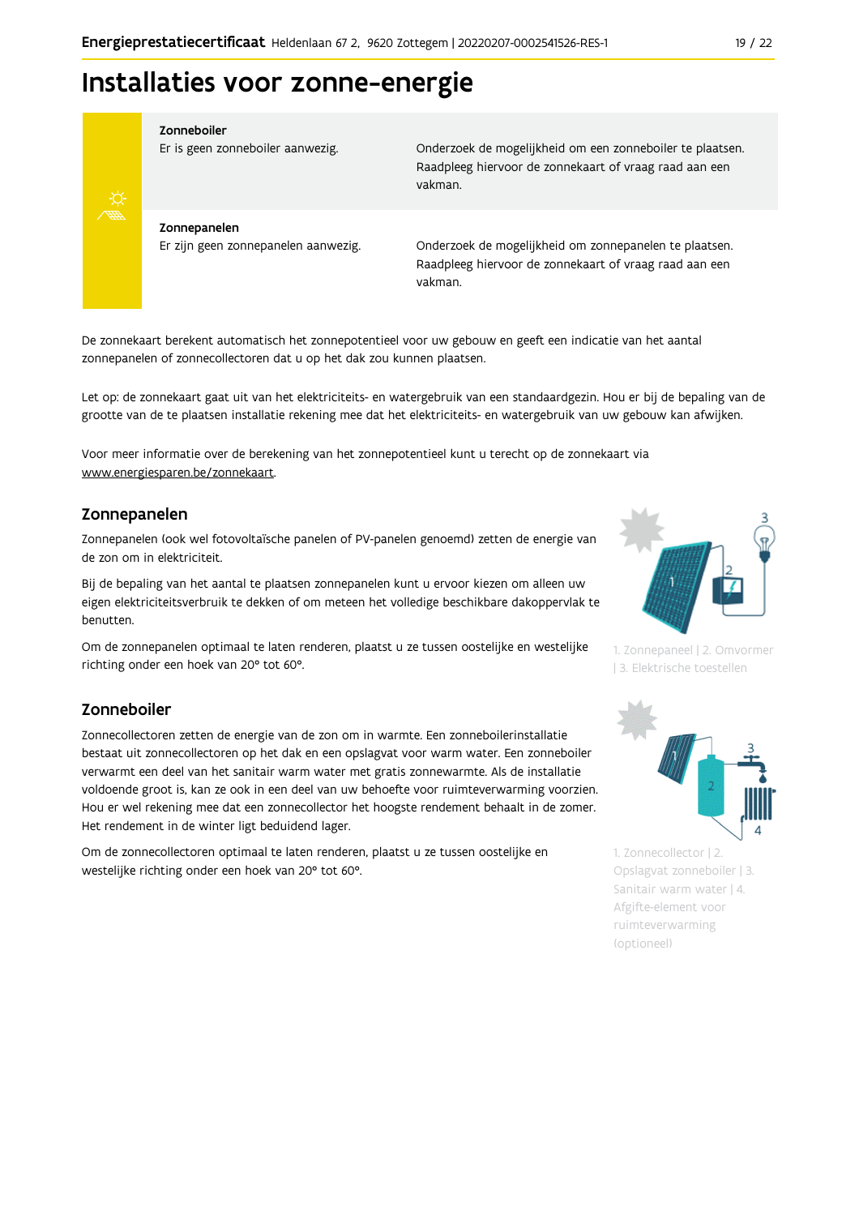# Installaties voor zonne-energie

| | |
|---|---|
| **Zonneboiler**<br>Er is geen zonneboiler aanwezig. | Onderzoek de mogelijkheid om een zonneboiler te plaatsen. Raadpleeg hiervoor de zonnekaart of vraag raad aan een vakman. |
| **Zonnepanelen**<br>Er zijn geen zonnepanelen aanwezig. | Onderzoek de mogelijkheid om zonnepanelen te plaatsen. Raadpleeg hiervoor de zonnekaart of vraag raad aan een vakman. |

De zonnekaart berekent automatisch het zonnepotentieel voor uw gebouw en geeft een indicatie van het aantal zonnepanelen of zonnecollectoren dat u op het dak zou kunnen plaatsen.

Let op: de zonnekaart gaat uit van het elektriciteits- en watergebruik van een standaardgezin. Hou er bij de bepaling van de grootte van de te plaatsen installatie rekening mee dat het elektriciteits- en watergebruik van uw gebouw kan afwijken.

Voor meer informatie over de berekening van het zonnepotentieel kunt u terecht op de zonnekaart via www.energiesparen.be/zonnekaart.

## Zonnepanelen

Zonnepanelen (ook wel fotovoltaïsche panelen of PV-panelen genoemd) zetten de energie van de zon om in elektriciteit.

Bij de bepaling van het aantal te plaatsen zonnepanelen kunt u ervoor kiezen om alleen uw eigen elektriciteitsverbruik te dekken of om meteen het volledige beschikbare dakoppervlak te benutten.

Om de zonnepanelen optimaal te laten renderen, plaatst u ze tussen oostelijke en westelijke richting onder een hoek van 20° tot 60°.

1. Zonnepaneel | 2. Omvormer | 3. Elektrische toestellen

## Zonneboiler

Zonnecollectoren zetten de energie van de zon om in warmte. Een zonneboilerinstallatie bestaat uit zonnecollectoren op het dak en een opslagvat voor warm water. Een zonneboiler verwarmt een deel van het sanitair warm water met gratis zonnewarmte. Als de installatie voldoende groot is, kan ze ook in een deel van uw behoefte voor ruimteverwarming voorzien. Hou er wel rekening mee dat een zonnecollector het hoogste rendement behaalt in de zomer. Het rendement in de winter ligt beduidend lager.

Om de zonnecollectoren optimaal te laten renderen, plaatst u ze tussen oostelijke en westelijke richting onder een hoek van 20° tot 60°.

1. Zonnecollector | 2. Opslagvat zonneboiler | 3. Sanitair warm water | 4. Afgifte-element voor ruimteverwarming (optioneel)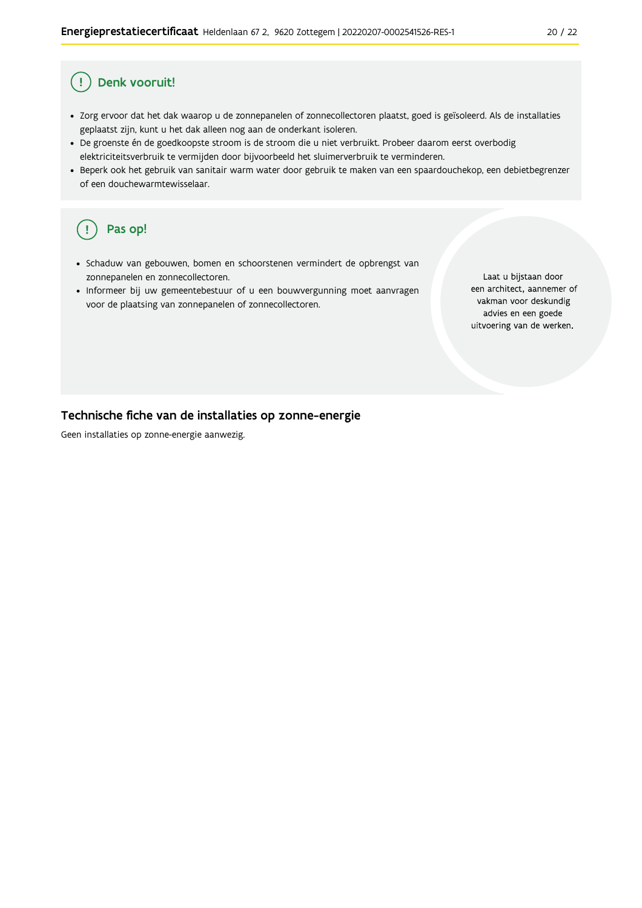## Denk vooruit!

- Zorg ervoor dat het dak waarop u de zonnepanelen of zonnecollectoren plaatst, goed is geïsoleerd. Als de installaties geplaatst zijn, kunt u het dak alleen nog aan de onderkant isoleren.
- De groenste én de goedkoopste stroom is de stroom die u niet verbruikt. Probeer daarom eerst overbodig elektriciteitsverbruik te vermijden door bijvoorbeeld het sluimerverbruik te verminderen.
- Beperk ook het gebruik van sanitair warm water door gebruik te maken van een spaardouchekop, een debietbegrenzer of een douchewarmtewisselaar.

## Pas op!

- Schaduw van gebouwen, bomen en schoorstenen vermindert de opbrengst van zonnepanelen en zonnecollectoren.
- Informeer bij uw gemeentebestuur of u een bouwvergunning moet aanvragen voor de plaatsing van zonnepanelen of zonnecollectoren.

Laat u bijstaan door een architect, aannemer of vakman voor deskundig advies en een goede uitvoering van de werken.

## Technische fiche van de installaties op zonne-energie

Geen installaties op zonne-energie aanwezig.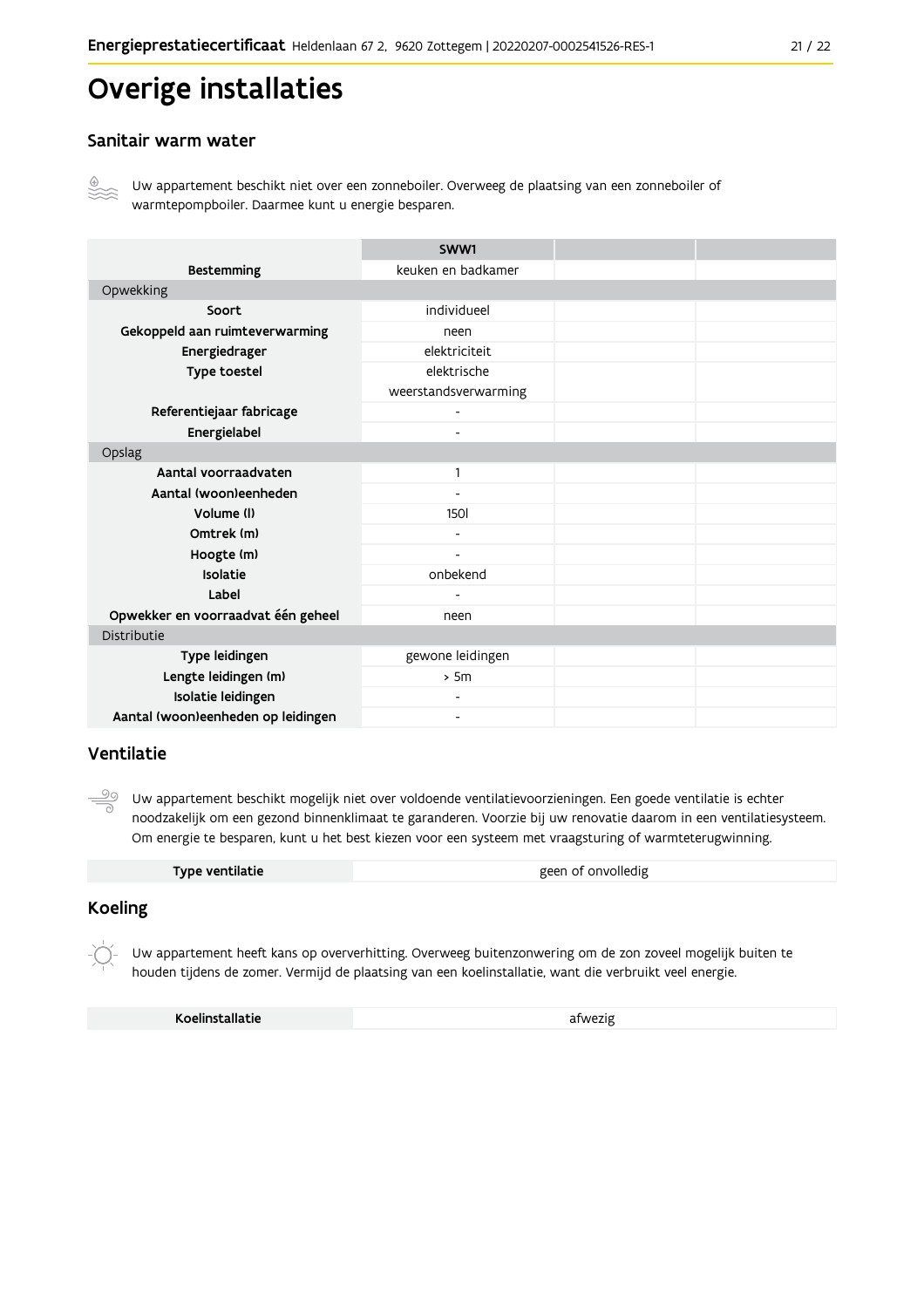# Overige installaties

## Sanitair warm water

Uw appartement beschikt niet over een zonneboiler. Overweeg de plaatsing van een zonneboiler of warmtepompboiler. Daarmee kunt u energie besparen.

| | SWW1 | | |
|---|---|---|---|
| **Bestemming** | keuken en badkamer | | |
| Opwekking | | | |
| **Soort** | individueel | | |
| **Gekoppeld aan ruimteverwarming** | neen | | |
| **Energiedrager** | elektriciteit | | |
| **Type toestel** | elektrische weerstandsverwarming | | |
| **Referentiejaar fabricage** | - | | |
| **Energielabel** | - | | |
| Opslag | | | |
| **Aantal voorraadvaten** | 1 | | |
| **Aantal (woon)eenheden** | - | | |
| **Volume (l)** | 150l | | |
| **Omtrek (m)** | - | | |
| **Hoogte (m)** | - | | |
| **Isolatie** | onbekend | | |
| **Label** | - | | |
| **Opwekker en voorraadvat één geheel** | neen | | |
| Distributie | | | |
| **Type leidingen** | gewone leidingen | | |
| **Lengte leidingen (m)** | > 5m | | |
| **Isolatie leidingen** | - | | |
| **Aantal (woon)eenheden op leidingen** | - | | |

## Ventilatie

Uw appartement beschikt mogelijk niet over voldoende ventilatievoorzieningen. Een goede ventilatie is echter noodzakelijk om een gezond binnenklimaat te garanderen. Voorzie bij uw renovatie daarom in een ventilatiesysteem. Om energie te besparen, kunt u het best kiezen voor een systeem met vraagsturing of warmteterugwinning.

| **Type ventilatie** | geen of onvolledig |
|---|---|

## Koeling

Uw appartement heeft kans op oververhitting. Overweeg buitenzonwering om de zon zoveel mogelijk buiten te houden tijdens de zomer. Vermijd de plaatsing van een koelinstallatie, want die verbruikt veel energie.

| **Koelinstallatie** | afwezig |
|---|---|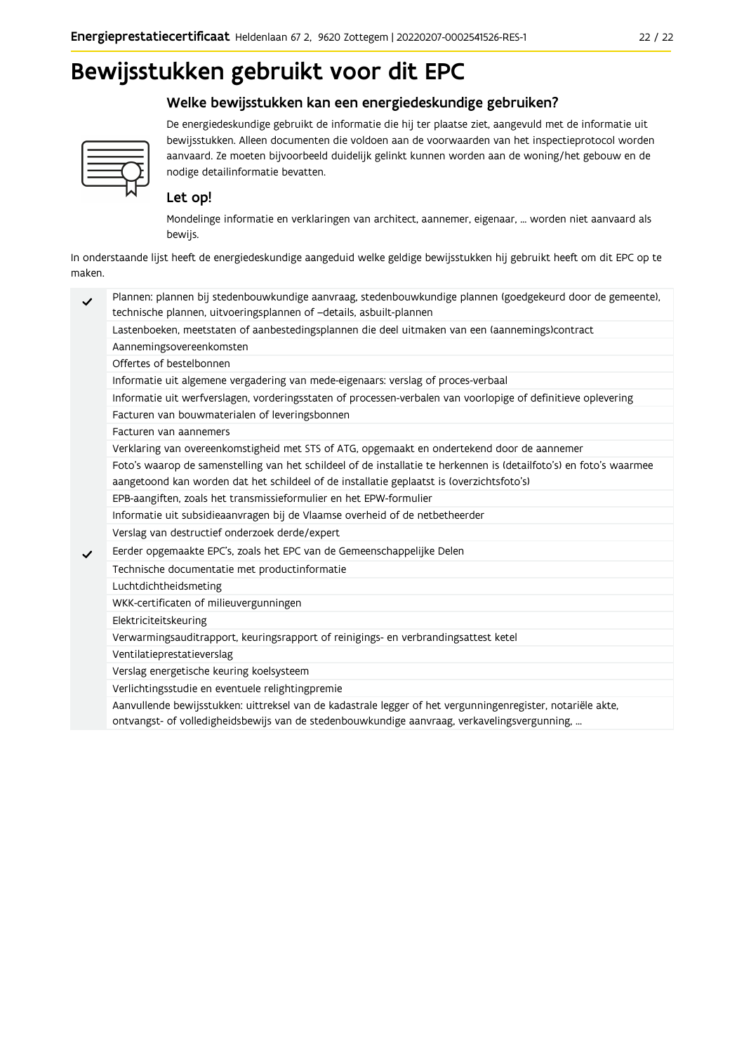# Bewijsstukken gebruikt voor dit EPC

## Welke bewijsstukken kan een energiedeskundige gebruiken?

De energiedeskundige gebruikt de informatie die hij ter plaatse ziet, aangevuld met de informatie uit bewijsstukken. Alleen documenten die voldoen aan de voorwaarden van het inspectieprotocol worden aanvaard. Ze moeten bijvoorbeeld duidelijk gelinkt kunnen worden aan de woning/het gebouw en de nodige detailinformatie bevatten.

## Let op!

Mondelinge informatie en verklaringen van architect, aannemer, eigenaar, ... worden niet aanvaard als bewijs.

In onderstaande lijst heeft de energiedeskundige aangeduid welke geldige bewijsstukken hij gebruikt heeft om dit EPC op te maken.

| | |
|---|---|
| ✓ | Plannen: plannen bij stedenbouwkundige aanvraag, stedenbouwkundige plannen (goedgekeurd door de gemeente), technische plannen, uitvoeringsplannen of –details, asbuilt-plannen |
| | Lastenboeken, meetstaten of aanbestedingsplannen die deel uitmaken van een (aannemings)contract |
| | Aannemingsovereenkomsten |
| | Offertes of bestelbonnen |
| | Informatie uit algemene vergadering van mede-eigenaars: verslag of proces-verbaal |
| | Informatie uit werfverslagen, vorderingsstaten of processen-verbalen van voorlopige of definitieve oplevering |
| | Facturen van bouwmaterialen of leveringsbonnen |
| | Facturen van aannemers |
| | Verklaring van overeenkomstigheid met STS of ATG, opgemaakt en ondertekend door de aannemer |
| | Foto's waarop de samenstelling van het schildeel of de installatie te herkennen is (detailfoto's) en foto's waarmee aangetoond kan worden dat het schildeel of de installatie geplaatst is (overzichtsfoto's) |
| | EPB-aangiften, zoals het transmissieformulier en het EPW-formulier |
| | Informatie uit subsidieaanvragen bij de Vlaamse overheid of de netbetheerder |
| | Verslag van destructief onderzoek derde/expert |
| ✓ | Eerder opgemaakte EPC's, zoals het EPC van de Gemeenschappelijke Delen |
| | Technische documentatie met productinformatie |
| | Luchtdichtheidsmeting |
| | WKK-certificaten of milieuvergunningen |
| | Elektriciteitskeuring |
| | Verwarmingsauditrapport, keuringsrapport of reinigings- en verbrandingsattest ketel |
| | Ventilatieprestatieverslag |
| | Verslag energetische keuring koelsysteem |
| | Verlichtingsstudie en eventuele relightingpremie |
| | Aanvullende bewijsstukken: uittreksel van de kadastrale legger of het vergunningenregister, notariële akte, ontvangst- of volledigheidsbewijs van de stedenbouwkundige aanvraag, verkavelingsvergunning, ... |